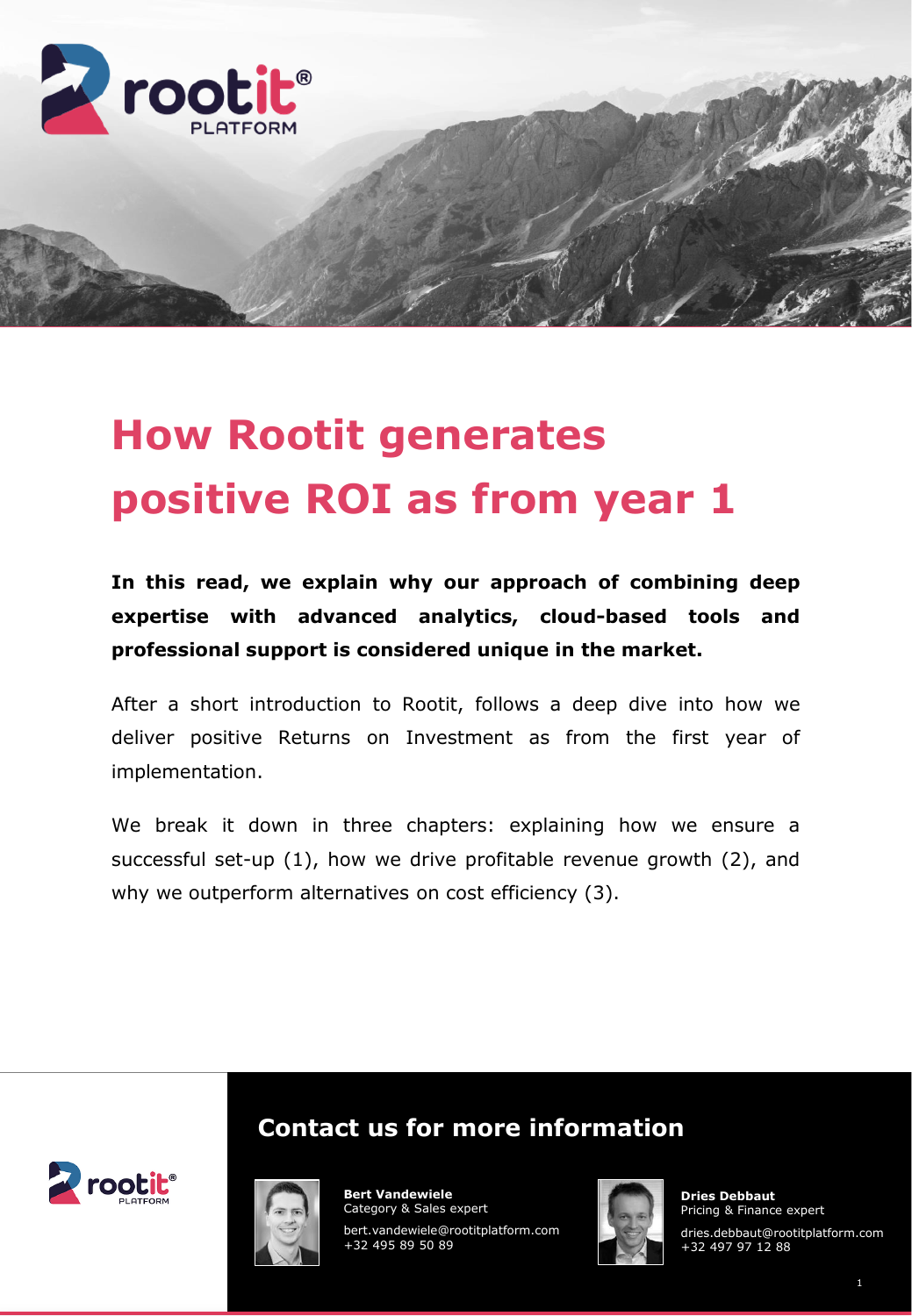# How Rootit generates positive ROI as from year 1

**In this read, we explain why our approach of combining deep expertise with advanced analytics, cloud-based tools and professional support is considered unique in the market.**

After a short introduction to Rootit, follows a deep dive into how we deliver positive Returns on Investment as from the first year of implementation.

We break it down in three chapters: explaining how we ensure a successful set-up (1), how we drive profitable revenue growth (2), and why we outperform alternatives on cost efficiency (3).

## Contact us for more information

**Bert Vandewiele**
Category & Sales expert
bert.vandewiele@rootitplatform.com
+32 495 89 50 89

**Dries Debbaut**
Pricing & Finance expert
dries.debbaut@rootitplatform.com
+32 497 97 12 88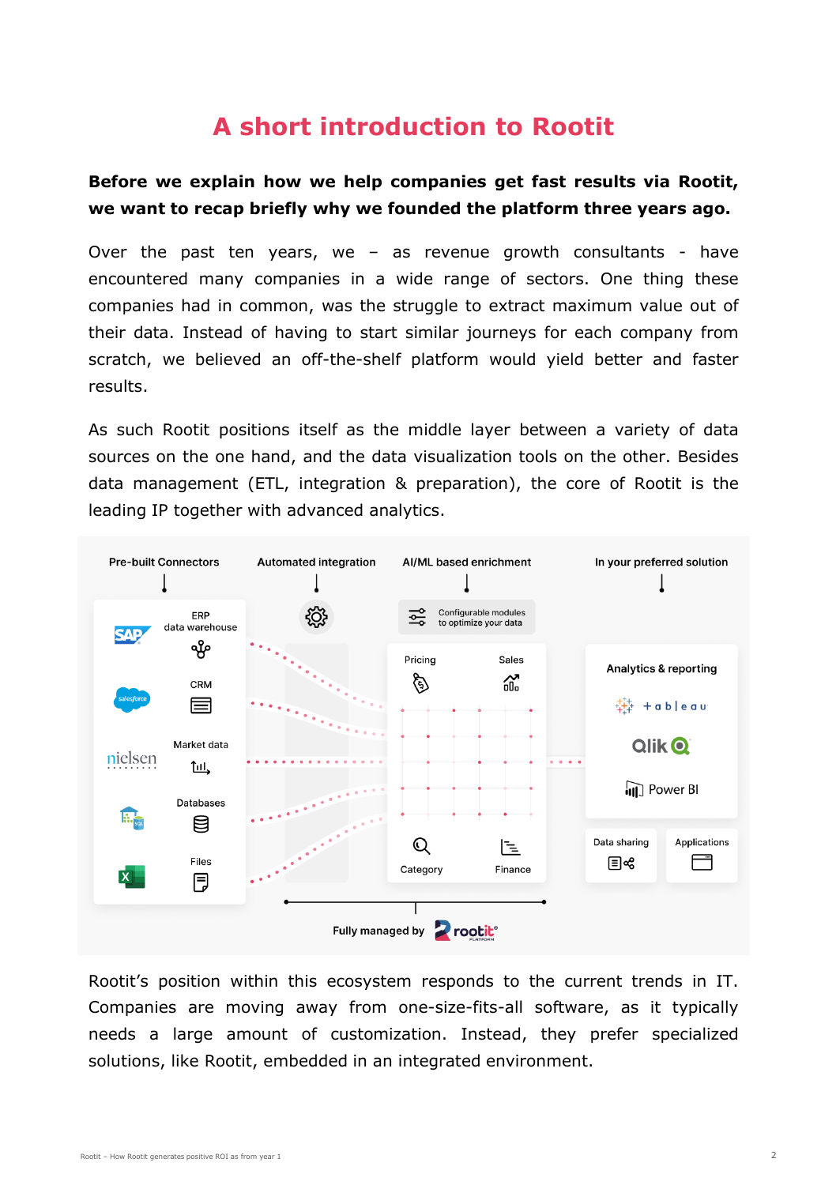# A short introduction to Rootit

**Before we explain how we help companies get fast results via Rootit, we want to recap briefly why we founded the platform three years ago.**

Over the past ten years, we – as revenue growth consultants - have encountered many companies in a wide range of sectors. One thing these companies had in common, was the struggle to extract maximum value out of their data. Instead of having to start similar journeys for each company from scratch, we believed an off-the-shelf platform would yield better and faster results.

As such Rootit positions itself as the middle layer between a variety of data sources on the one hand, and the data visualization tools on the other. Besides data management (ETL, integration & preparation), the core of Rootit is the leading IP together with advanced analytics.

Pre-built Connectors
Automated integration
AI/ML based enrichment
In your preferred solution

ERP data warehouse
CRM
Market data
Databases
Files

Configurable modules to optimize your data

Pricing
Sales
Category
Finance

Analytics & reporting
Power BI
Data sharing
Applications

Fully managed by rootit

Rootit's position within this ecosystem responds to the current trends in IT. Companies are moving away from one-size-fits-all software, as it typically needs a large amount of customization. Instead, they prefer specialized solutions, like Rootit, embedded in an integrated environment.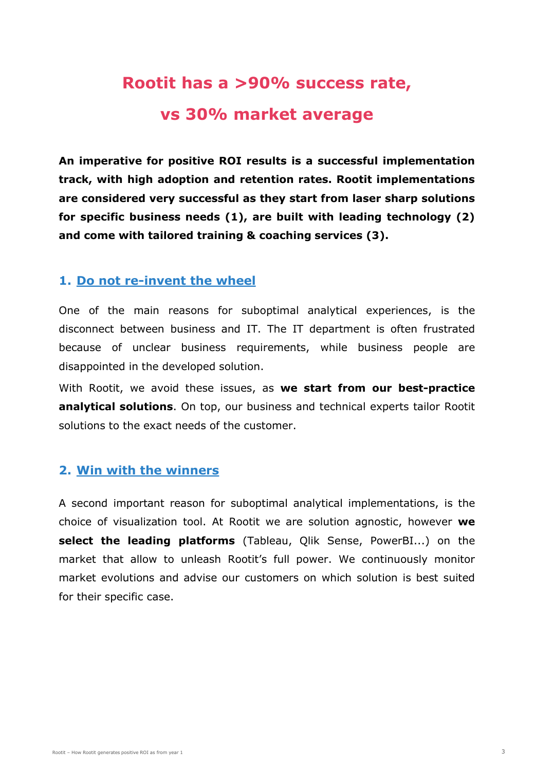# Rootit has a >90% success rate, vs 30% market average

**An imperative for positive ROI results is a successful implementation track, with high adoption and retention rates. Rootit implementations are considered very successful as they start from laser sharp solutions for specific business needs (1), are built with leading technology (2) and come with tailored training & coaching services (3).**

## 1. Do not re-invent the wheel

One of the main reasons for suboptimal analytical experiences, is the disconnect between business and IT. The IT department is often frustrated because of unclear business requirements, while business people are disappointed in the developed solution.

With Rootit, we avoid these issues, as **we start from our best-practice analytical solutions**. On top, our business and technical experts tailor Rootit solutions to the exact needs of the customer.

## 2. Win with the winners

A second important reason for suboptimal analytical implementations, is the choice of visualization tool. At Rootit we are solution agnostic, however **we select the leading platforms** (Tableau, Qlik Sense, PowerBI...) on the market that allow to unleash Rootit's full power. We continuously monitor market evolutions and advise our customers on which solution is best suited for their specific case.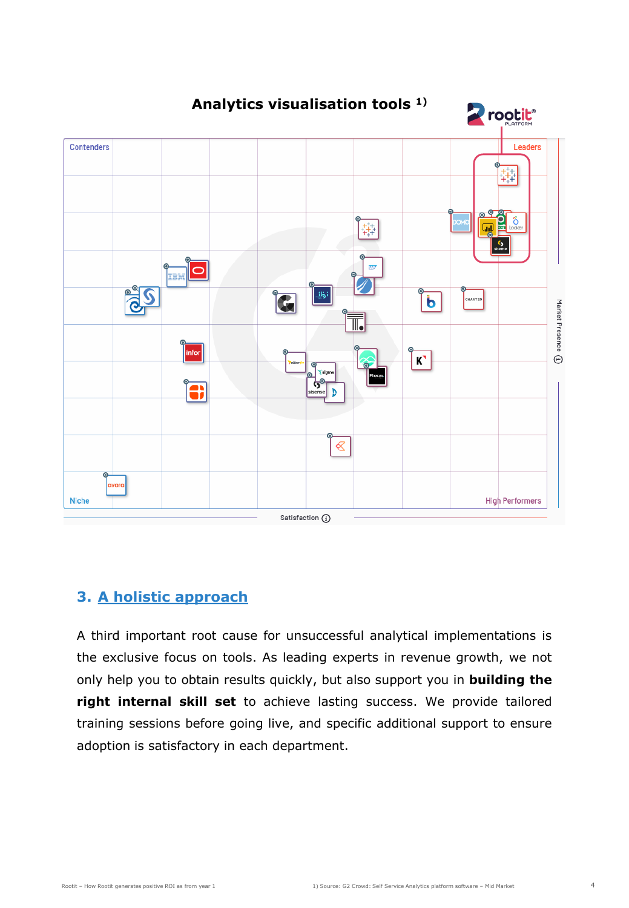## Analytics visualisation tools [1)]

Contenders

Leaders

Niche

High Performers

Satisfaction

Market Presence

### 3. A holistic approach

A third important root cause for unsuccessful analytical implementations is the exclusive focus on tools. As leading experts in revenue growth, we not only help you to obtain results quickly, but also support you in **building the right internal skill set** to achieve lasting success. We provide tailored training sessions before going live, and specific additional support to ensure adoption is satisfactory in each department.

1) Source: G2 Crowd: Self Service Analytics platform software – Mid Market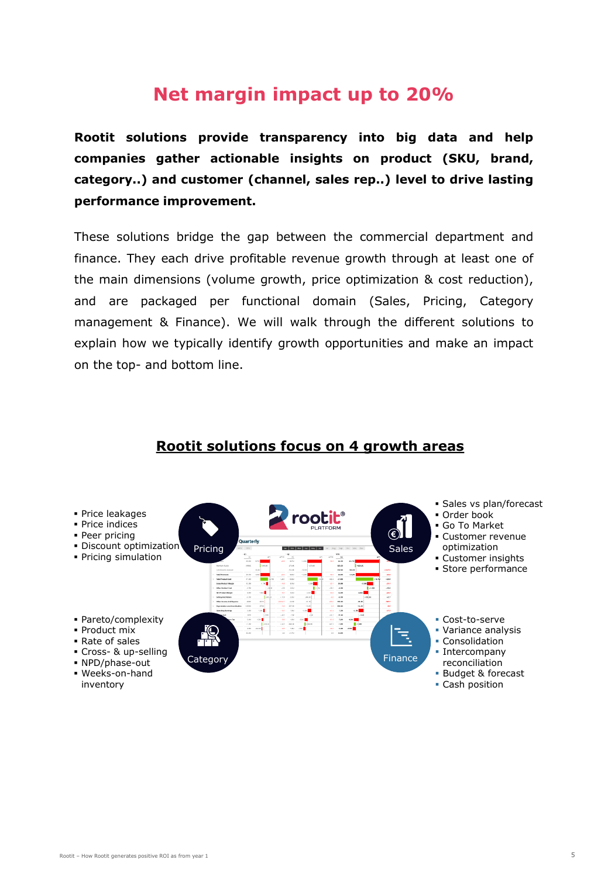# Net margin impact up to 20%

**Rootit solutions provide transparency into big data and help companies gather actionable insights on product (SKU, brand, category..) and customer (channel, sales rep..) level to drive lasting performance improvement.**

These solutions bridge the gap between the commercial department and finance. They each drive profitable revenue growth through at least one of the main dimensions (volume growth, price optimization & cost reduction), and are packaged per functional domain (Sales, Pricing, Category management & Finance). We will walk through the different solutions to explain how we typically identify growth opportunities and make an impact on the top- and bottom line.

## Rootit solutions focus on 4 growth areas

**Pricing**
- Price leakages
- Price indices
- Peer pricing
- Discount optimization
- Pricing simulation

**Sales**
- Sales vs plan/forecast
- Order book
- Go To Market
- Customer revenue optimization
- Customer insights
- Store performance

**Category**
- Pareto/complexity
- Product mix
- Rate of sales
- Cross- & up-selling
- NPD/phase-out
- Weeks-on-hand inventory

**Finance**
- Cost-to-serve
- Variance analysis
- Consolidation
- Intercompany reconciliation
- Budget & forecast
- Cash position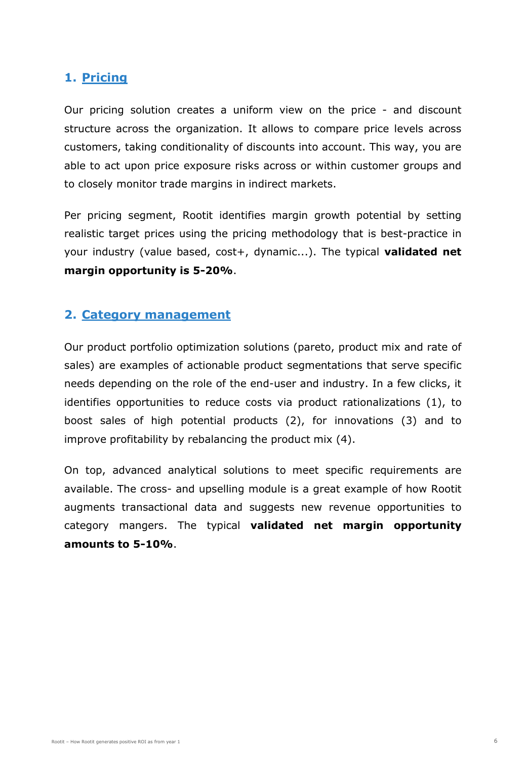## 1. Pricing

Our pricing solution creates a uniform view on the price - and discount structure across the organization. It allows to compare price levels across customers, taking conditionality of discounts into account. This way, you are able to act upon price exposure risks across or within customer groups and to closely monitor trade margins in indirect markets.

Per pricing segment, Rootit identifies margin growth potential by setting realistic target prices using the pricing methodology that is best-practice in your industry (value based, cost+, dynamic...). The typical **validated net margin opportunity is 5-20%**.

## 2. Category management

Our product portfolio optimization solutions (pareto, product mix and rate of sales) are examples of actionable product segmentations that serve specific needs depending on the role of the end-user and industry. In a few clicks, it identifies opportunities to reduce costs via product rationalizations (1), to boost sales of high potential products (2), for innovations (3) and to improve profitability by rebalancing the product mix (4).

On top, advanced analytical solutions to meet specific requirements are available. The cross- and upselling module is a great example of how Rootit augments transactional data and suggests new revenue opportunities to category mangers. The typical **validated net margin opportunity amounts to 5-10%**.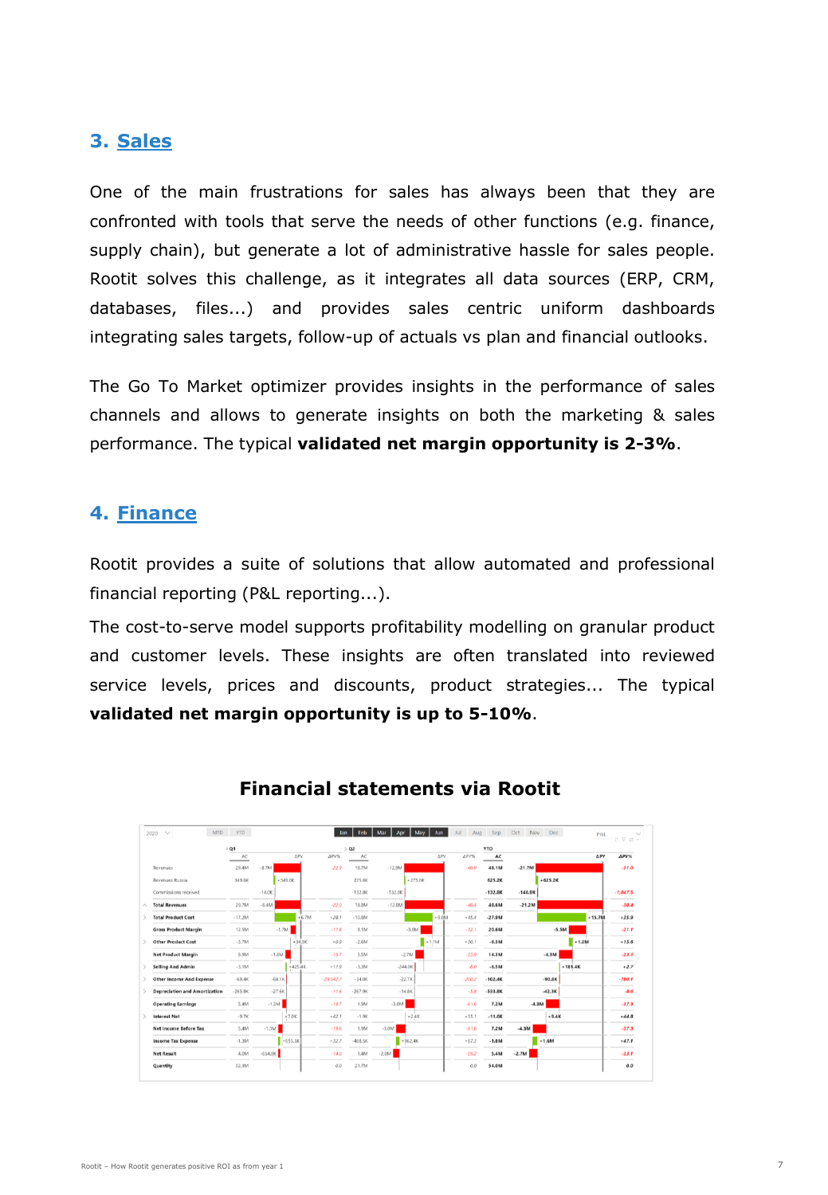## 3. Sales

One of the main frustrations for sales has always been that they are confronted with tools that serve the needs of other functions (e.g. finance, supply chain), but generate a lot of administrative hassle for sales people. Rootit solves this challenge, as it integrates all data sources (ERP, CRM, databases, files...) and provides sales centric uniform dashboards integrating sales targets, follow-up of actuals vs plan and financial outlooks.

The Go To Market optimizer provides insights in the performance of sales channels and allows to generate insights on both the marketing & sales performance. The typical **validated net margin opportunity is 2-3%**.

## 4. Finance

Rootit provides a suite of solutions that allow automated and professional financial reporting (P&L reporting...).

The cost-to-serve model supports profitability modelling on granular product and customer levels. These insights are often translated into reviewed service levels, prices and discounts, product strategies... The typical **validated net margin opportunity is up to 5-10%**.

**Financial statements via Rootit**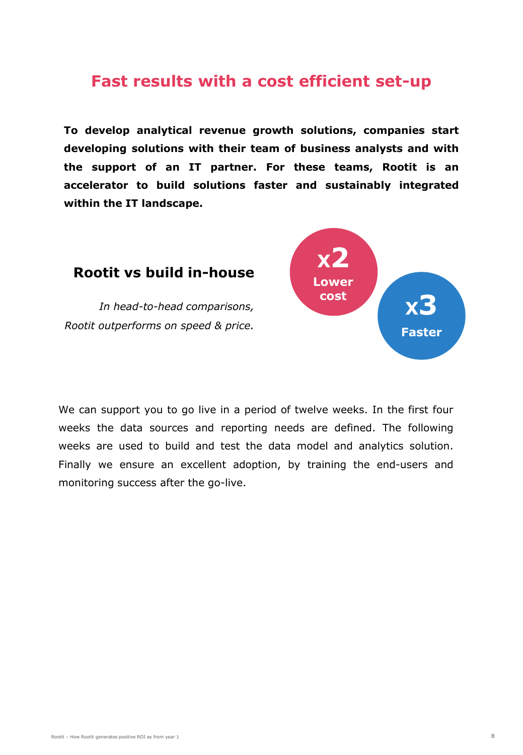# Fast results with a cost efficient set-up

**To develop analytical revenue growth solutions, companies start developing solutions with their team of business analysts and with the support of an IT partner. For these teams, Rootit is an accelerator to build solutions faster and sustainably integrated within the IT landscape.**

## Rootit vs build in-house

*In head-to-head comparisons, Rootit outperforms on speed & price.*

**x2**
**Lower cost**

**x3**
**Faster**

We can support you to go live in a period of twelve weeks. In the first four weeks the data sources and reporting needs are defined. The following weeks are used to build and test the data model and analytics solution. Finally we ensure an excellent adoption, by training the end-users and monitoring success after the go-live.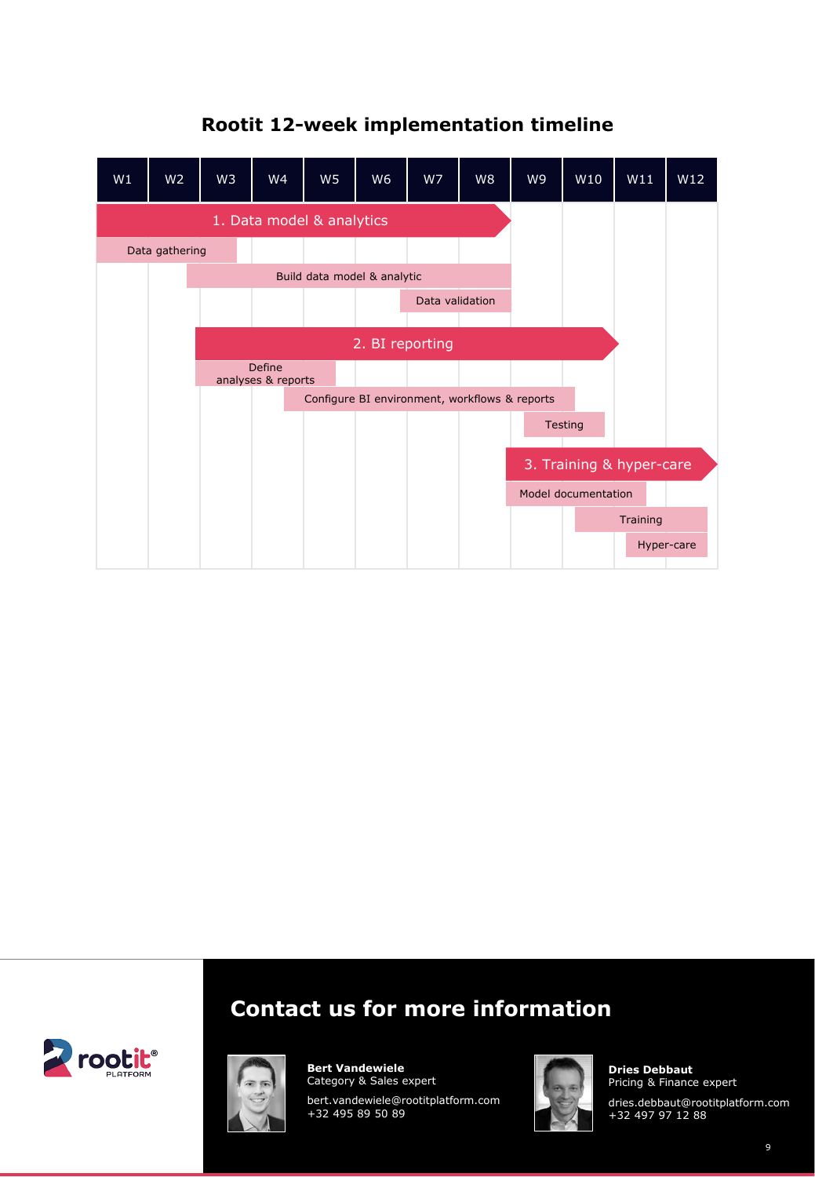## Rootit 12-week implementation timeline

W1 W2 W3 W4 W5 W6 W7 W8 W9 W10 W11 W12

1. Data model & analytics

Data gathering

Build data model & analytic

Data validation

2. BI reporting

Define analyses & reports

Configure BI environment, workflows & reports

Testing

3. Training & hyper-care

Model documentation

Training

Hyper-care

## Contact us for more information

**Bert Vandewiele**
Category & Sales expert
bert.vandewiele@rootitplatform.com
+32 495 89 50 89

**Dries Debbaut**
Pricing & Finance expert
dries.debbaut@rootitplatform.com
+32 497 97 12 88